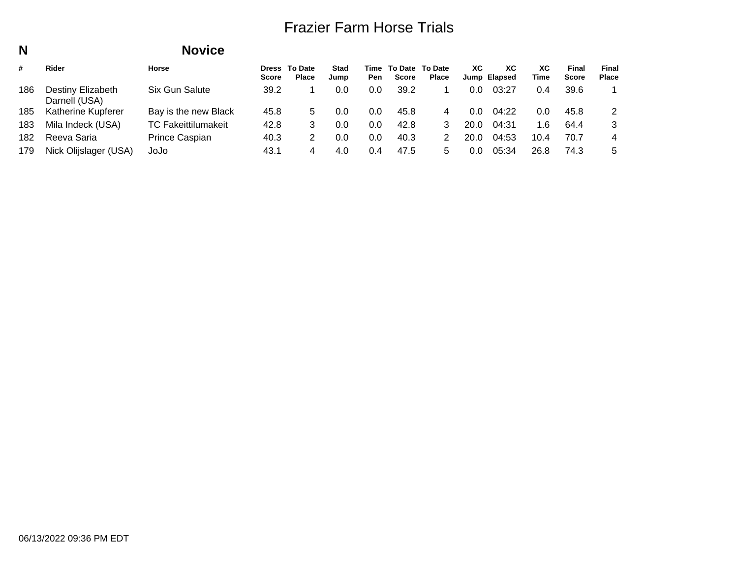# Frazier Farm Horse Trials

## N Novice

| # | Rider | Horse | Dress Score | To Date Place | Stad Jump | Time Pen | To Date Score | To Date Place | XC Jump | XC Elapsed | XC Time | Final Score | Final Place |
|---|---|---|---|---|---|---|---|---|---|---|---|---|---|
| 186 | Destiny Elizabeth Darnell (USA) | Six Gun Salute | 39.2 | 1 | 0.0 | 0.0 | 39.2 | 1 | 0.0 | 03:27 | 0.4 | 39.6 | 1 |
| 185 | Katherine Kupferer | Bay is the new Black | 45.8 | 5 | 0.0 | 0.0 | 45.8 | 4 | 0.0 | 04:22 | 0.0 | 45.8 | 2 |
| 183 | Mila Indeck (USA) | TC Fakeittilumakeit | 42.8 | 3 | 0.0 | 0.0 | 42.8 | 3 | 20.0 | 04:31 | 1.6 | 64.4 | 3 |
| 182 | Reeva Saria | Prince Caspian | 40.3 | 2 | 0.0 | 0.0 | 40.3 | 2 | 20.0 | 04:53 | 10.4 | 70.7 | 4 |
| 179 | Nick Olijslager (USA) | JoJo | 43.1 | 4 | 4.0 | 0.4 | 47.5 | 5 | 0.0 | 05:34 | 26.8 | 74.3 | 5 |

06/13/2022 09:36 PM EDT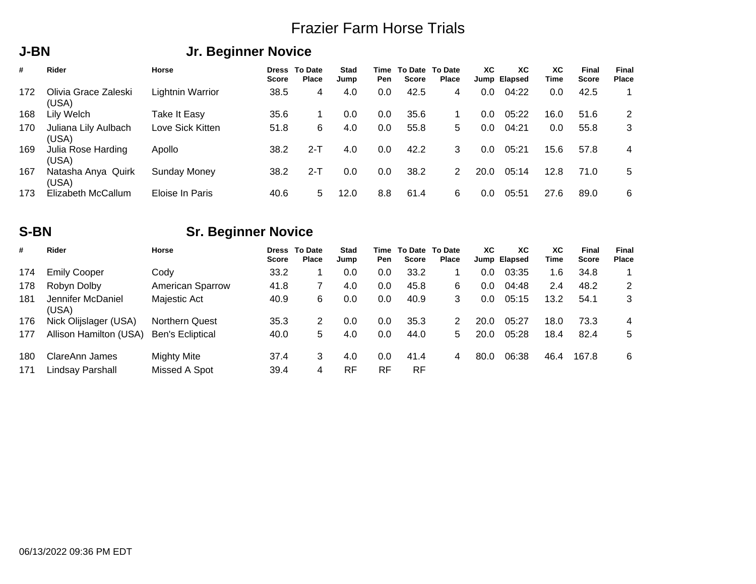# Frazier Farm Horse Trials

## J-BN Jr. Beginner Novice

| # | Rider | Horse | Dress Score | To Date Place | Stad Jump | Time Pen | To Date Score | To Date Place | XC Jump | XC Elapsed | XC Time | Final Score | Final Place |
|---|---|---|---|---|---|---|---|---|---|---|---|---|---|
| 172 | Olivia Grace Zaleski (USA) | Lightnin Warrior | 38.5 | 4 | 4.0 | 0.0 | 42.5 | 4 | 0.0 | 04:22 | 0.0 | 42.5 | 1 |
| 168 | Lily Welch | Take It Easy | 35.6 | 1 | 0.0 | 0.0 | 35.6 | 1 | 0.0 | 05:22 | 16.0 | 51.6 | 2 |
| 170 | Juliana Lily Aulbach (USA) | Love Sick Kitten | 51.8 | 6 | 4.0 | 0.0 | 55.8 | 5 | 0.0 | 04:21 | 0.0 | 55.8 | 3 |
| 169 | Julia Rose Harding (USA) | Apollo | 38.2 | 2-T | 4.0 | 0.0 | 42.2 | 3 | 0.0 | 05:21 | 15.6 | 57.8 | 4 |
| 167 | Natasha Anya Quirk (USA) | Sunday Money | 38.2 | 2-T | 0.0 | 0.0 | 38.2 | 2 | 20.0 | 05:14 | 12.8 | 71.0 | 5 |
| 173 | Elizabeth McCallum | Eloise In Paris | 40.6 | 5 | 12.0 | 8.8 | 61.4 | 6 | 0.0 | 05:51 | 27.6 | 89.0 | 6 |

## S-BN Sr. Beginner Novice

| # | Rider | Horse | Dress Score | To Date Place | Stad Jump | Time Pen | To Date Score | To Date Place | XC Jump | XC Elapsed | XC Time | Final Score | Final Place |
|---|---|---|---|---|---|---|---|---|---|---|---|---|---|
| 174 | Emily Cooper | Cody | 33.2 | 1 | 0.0 | 0.0 | 33.2 | 1 | 0.0 | 03:35 | 1.6 | 34.8 | 1 |
| 178 | Robyn Dolby | American Sparrow | 41.8 | 7 | 4.0 | 0.0 | 45.8 | 6 | 0.0 | 04:48 | 2.4 | 48.2 | 2 |
| 181 | Jennifer McDaniel (USA) | Majestic Act | 40.9 | 6 | 0.0 | 0.0 | 40.9 | 3 | 0.0 | 05:15 | 13.2 | 54.1 | 3 |
| 176 | Nick Olijslager (USA) | Northern Quest | 35.3 | 2 | 0.0 | 0.0 | 35.3 | 2 | 20.0 | 05:27 | 18.0 | 73.3 | 4 |
| 177 | Allison Hamilton (USA) | Ben's Ecliptical | 40.0 | 5 | 4.0 | 0.0 | 44.0 | 5 | 20.0 | 05:28 | 18.4 | 82.4 | 5 |
| 180 | ClareAnn James | Mighty Mite | 37.4 | 3 | 4.0 | 0.0 | 41.4 | 4 | 80.0 | 06:38 | 46.4 | 167.8 | 6 |
| 171 | Lindsay Parshall | Missed A Spot | 39.4 | 4 | RF | RF | RF | | | | | | |

06/13/2022 09:36 PM EDT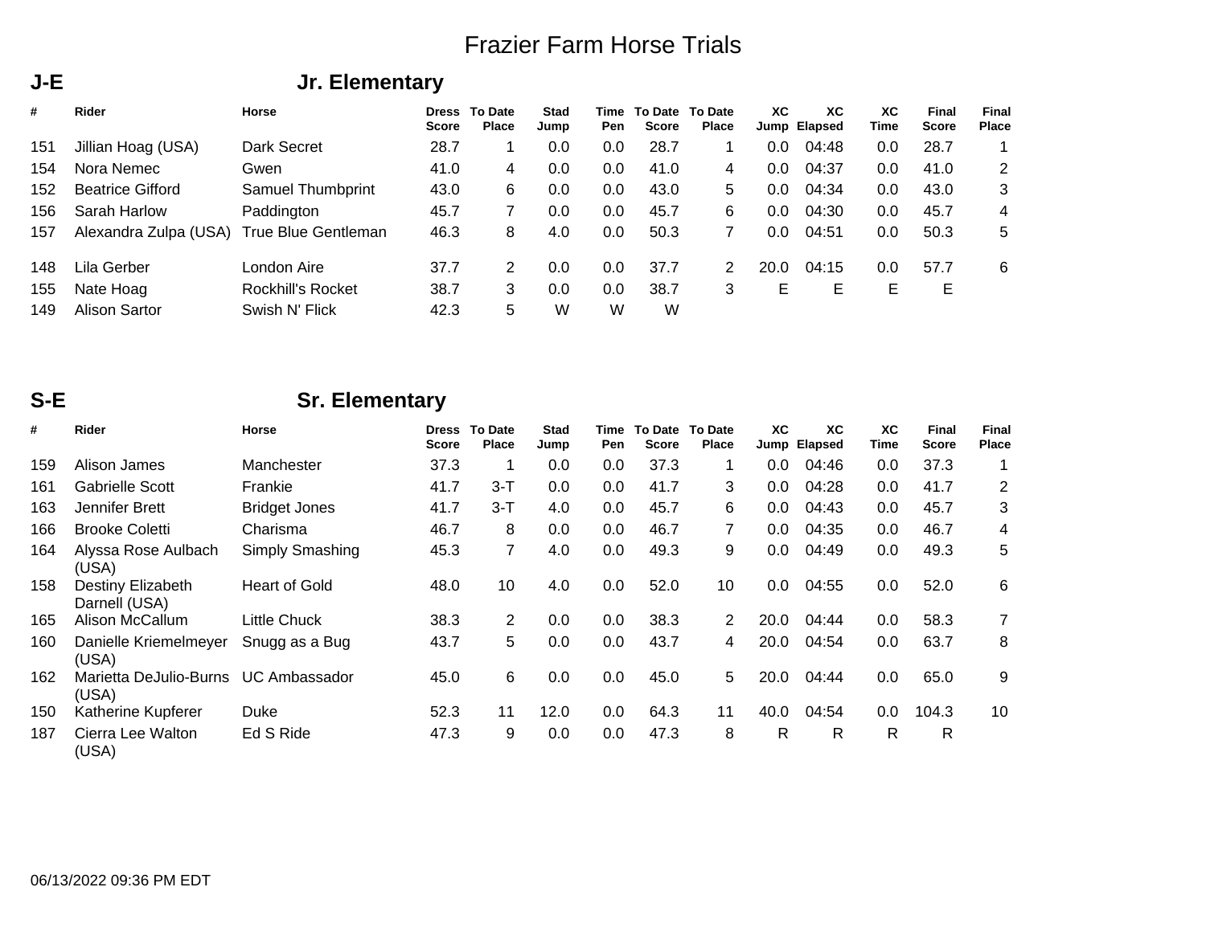# Frazier Farm Horse Trials

## J-E Jr. Elementary

| # | Rider | Horse | Dress Score | To Date Place | Stad Jump | Time Pen | To Date Score | To Date Place | XC Jump | XC Elapsed | XC Time | Final Score | Final Place |
|---|---|---|---|---|---|---|---|---|---|---|---|---|---|
| 151 | Jillian Hoag (USA) | Dark Secret | 28.7 | 1 | 0.0 | 0.0 | 28.7 | 1 | 0.0 | 04:48 | 0.0 | 28.7 | 1 |
| 154 | Nora Nemec | Gwen | 41.0 | 4 | 0.0 | 0.0 | 41.0 | 4 | 0.0 | 04:37 | 0.0 | 41.0 | 2 |
| 152 | Beatrice Gifford | Samuel Thumbprint | 43.0 | 6 | 0.0 | 0.0 | 43.0 | 5 | 0.0 | 04:34 | 0.0 | 43.0 | 3 |
| 156 | Sarah Harlow | Paddington | 45.7 | 7 | 0.0 | 0.0 | 45.7 | 6 | 0.0 | 04:30 | 0.0 | 45.7 | 4 |
| 157 | Alexandra Zulpa (USA) | True Blue Gentleman | 46.3 | 8 | 4.0 | 0.0 | 50.3 | 7 | 0.0 | 04:51 | 0.0 | 50.3 | 5 |
| 148 | Lila Gerber | London Aire | 37.7 | 2 | 0.0 | 0.0 | 37.7 | 2 | 20.0 | 04:15 | 0.0 | 57.7 | 6 |
| 155 | Nate Hoag | Rockhill's Rocket | 38.7 | 3 | 0.0 | 0.0 | 38.7 | 3 | E | E | E | E | |
| 149 | Alison Sartor | Swish N' Flick | 42.3 | 5 | W | W | W | | | | | | |

## S-E Sr. Elementary

| # | Rider | Horse | Dress Score | To Date Place | Stad Jump | Time Pen | To Date Score | To Date Place | XC Jump | XC Elapsed | XC Time | Final Score | Final Place |
|---|---|---|---|---|---|---|---|---|---|---|---|---|---|
| 159 | Alison James | Manchester | 37.3 | 1 | 0.0 | 0.0 | 37.3 | 1 | 0.0 | 04:46 | 0.0 | 37.3 | 1 |
| 161 | Gabrielle Scott | Frankie | 41.7 | 3-T | 0.0 | 0.0 | 41.7 | 3 | 0.0 | 04:28 | 0.0 | 41.7 | 2 |
| 163 | Jennifer Brett | Bridget Jones | 41.7 | 3-T | 4.0 | 0.0 | 45.7 | 6 | 0.0 | 04:43 | 0.0 | 45.7 | 3 |
| 166 | Brooke Coletti | Charisma | 46.7 | 8 | 0.0 | 0.0 | 46.7 | 7 | 0.0 | 04:35 | 0.0 | 46.7 | 4 |
| 164 | Alyssa Rose Aulbach (USA) | Simply Smashing | 45.3 | 7 | 4.0 | 0.0 | 49.3 | 9 | 0.0 | 04:49 | 0.0 | 49.3 | 5 |
| 158 | Destiny Elizabeth Darnell (USA) | Heart of Gold | 48.0 | 10 | 4.0 | 0.0 | 52.0 | 10 | 0.0 | 04:55 | 0.0 | 52.0 | 6 |
| 165 | Alison McCallum | Little Chuck | 38.3 | 2 | 0.0 | 0.0 | 38.3 | 2 | 20.0 | 04:44 | 0.0 | 58.3 | 7 |
| 160 | Danielle Kriemelmeyer (USA) | Snugg as a Bug | 43.7 | 5 | 0.0 | 0.0 | 43.7 | 4 | 20.0 | 04:54 | 0.0 | 63.7 | 8 |
| 162 | Marietta DeJulio-Burns (USA) | UC Ambassador | 45.0 | 6 | 0.0 | 0.0 | 45.0 | 5 | 20.0 | 04:44 | 0.0 | 65.0 | 9 |
| 150 | Katherine Kupferer | Duke | 52.3 | 11 | 12.0 | 0.0 | 64.3 | 11 | 40.0 | 04:54 | 0.0 | 104.3 | 10 |
| 187 | Cierra Lee Walton (USA) | Ed S Ride | 47.3 | 9 | 0.0 | 0.0 | 47.3 | 8 | R | R | R | R | |

06/13/2022 09:36 PM EDT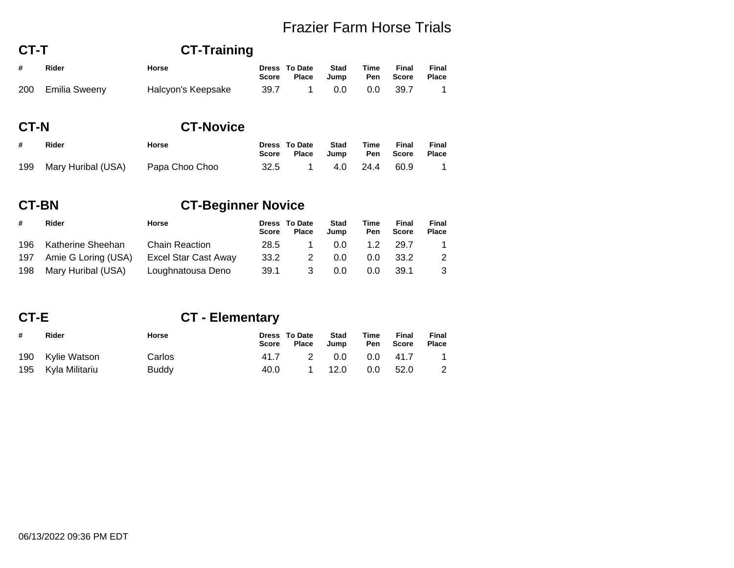# Frazier Farm Horse Trials

## CT-T CT-Training

| # | Rider | Horse | Dress Score | To Date Place | Stad Jump | Time Pen | Final Score | Final Place |
|---|---|---|---|---|---|---|---|---|
| 200 | Emilia Sweeny | Halcyon's Keepsake | 39.7 | 1 | 0.0 | 0.0 | 39.7 | 1 |

## CT-N CT-Novice

| # | Rider | Horse | Dress Score | To Date Place | Stad Jump | Time Pen | Final Score | Final Place |
|---|---|---|---|---|---|---|---|---|
| 199 | Mary Huribal (USA) | Papa Choo Choo | 32.5 | 1 | 4.0 | 24.4 | 60.9 | 1 |

## CT-BN CT-Beginner Novice

| # | Rider | Horse | Dress Score | To Date Place | Stad Jump | Time Pen | Final Score | Final Place |
|---|---|---|---|---|---|---|---|---|
| 196 | Katherine Sheehan | Chain Reaction | 28.5 | 1 | 0.0 | 1.2 | 29.7 | 1 |
| 197 | Amie G Loring (USA) | Excel Star Cast Away | 33.2 | 2 | 0.0 | 0.0 | 33.2 | 2 |
| 198 | Mary Huribal (USA) | Loughnatousa Deno | 39.1 | 3 | 0.0 | 0.0 | 39.1 | 3 |

## CT-E CT - Elementary

| # | Rider | Horse | Dress Score | To Date Place | Stad Jump | Time Pen | Final Score | Final Place |
|---|---|---|---|---|---|---|---|---|
| 190 | Kylie Watson | Carlos | 41.7 | 2 | 0.0 | 0.0 | 41.7 | 1 |
| 195 | Kyla Militariu | Buddy | 40.0 | 1 | 12.0 | 0.0 | 52.0 | 2 |

06/13/2022 09:36 PM EDT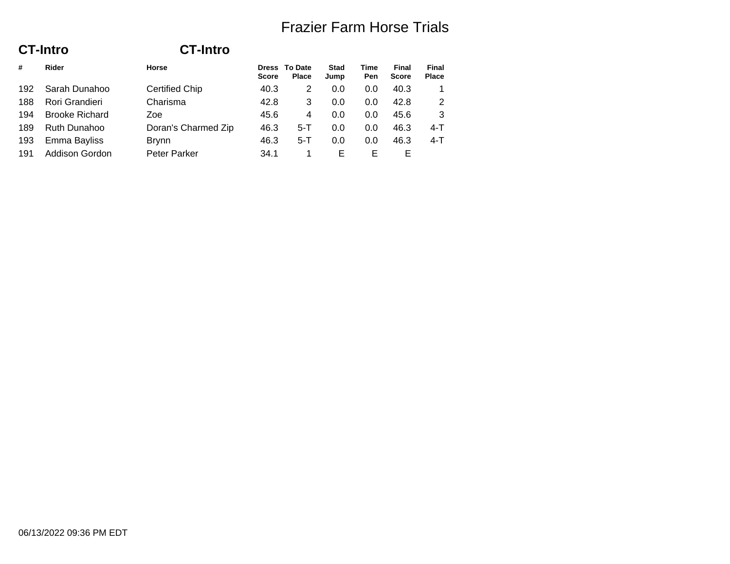# Frazier Farm Horse Trials

## CT-Intro CT-Intro

| # | Rider | Horse | Dress Score | To Date Place | Stad Jump | Time Pen | Final Score | Final Place |
|---|---|---|---|---|---|---|---|---|
| 192 | Sarah Dunahoo | Certified Chip | 40.3 | 2 | 0.0 | 0.0 | 40.3 | 1 |
| 188 | Rori Grandieri | Charisma | 42.8 | 3 | 0.0 | 0.0 | 42.8 | 2 |
| 194 | Brooke Richard | Zoe | 45.6 | 4 | 0.0 | 0.0 | 45.6 | 3 |
| 189 | Ruth Dunahoo | Doran's Charmed Zip | 46.3 | 5-T | 0.0 | 0.0 | 46.3 | 4-T |
| 193 | Emma Bayliss | Brynn | 46.3 | 5-T | 0.0 | 0.0 | 46.3 | 4-T |
| 191 | Addison Gordon | Peter Parker | 34.1 | 1 | E | E | E | |

06/13/2022 09:36 PM EDT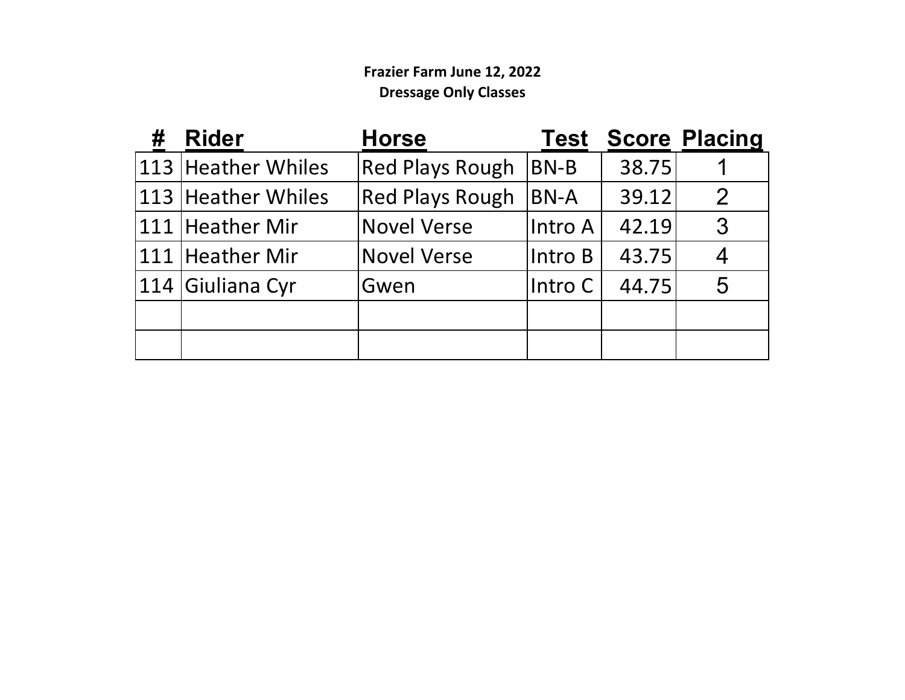**Frazier Farm June 12, 2022**

**Dressage Only Classes**

| # | Rider | Horse | Test | Score | Placing |
|---|---|---|---|---|---|
| 113 | Heather Whiles | Red Plays Rough | BN-B | 38.75 | 1 |
| 113 | Heather Whiles | Red Plays Rough | BN-A | 39.12 | 2 |
| 111 | Heather Mir | Novel Verse | Intro A | 42.19 | 3 |
| 111 | Heather Mir | Novel Verse | Intro B | 43.75 | 4 |
| 114 | Giuliana Cyr | Gwen | Intro C | 44.75 | 5 |
| | | | | | |
| | | | | | |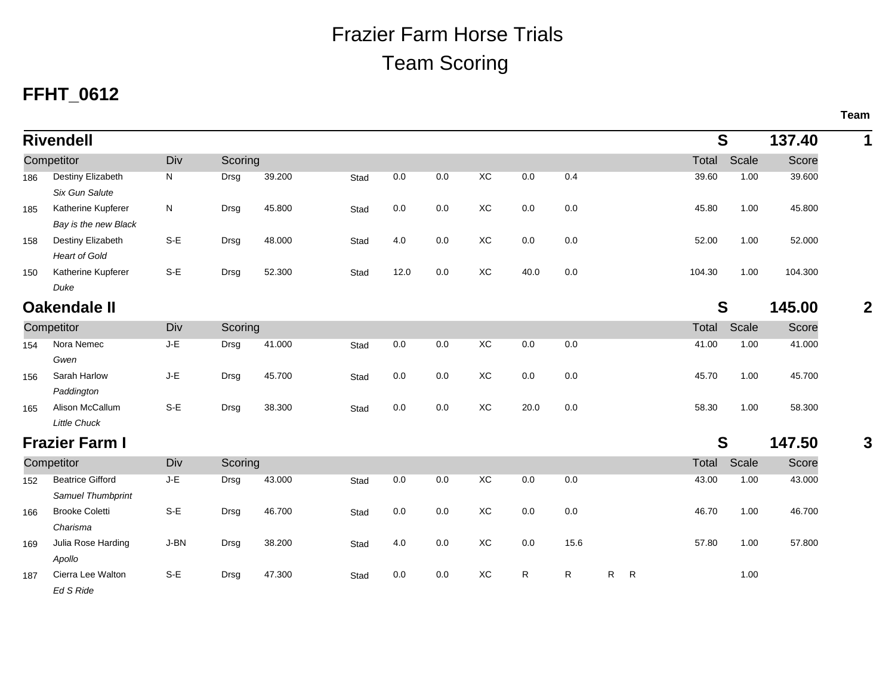# Frazier Farm Horse Trials

## Team Scoring

### FFHT_0612

**Rivendell** — S — 137.40 — Team 1

| # | Competitor | Div | Scoring | | | | | | | | | | | Total | Scale | Score |
|---|---|---|---|---|---|---|---|---|---|---|---|---|---|---|---|---|
| 186 | Destiny Elizabeth<br>*Six Gun Salute* | N | Drsg | 39.200 | Stad | 0.0 | 0.0 | XC | 0.0 | 0.4 | | | | 39.60 | 1.00 | 39.600 |
| 185 | Katherine Kupferer<br>*Bay is the new Black* | N | Drsg | 45.800 | Stad | 0.0 | 0.0 | XC | 0.0 | 0.0 | | | | 45.80 | 1.00 | 45.800 |
| 158 | Destiny Elizabeth<br>*Heart of Gold* | S-E | Drsg | 48.000 | Stad | 4.0 | 0.0 | XC | 0.0 | 0.0 | | | | 52.00 | 1.00 | 52.000 |
| 150 | Katherine Kupferer<br>*Duke* | S-E | Drsg | 52.300 | Stad | 12.0 | 0.0 | XC | 40.0 | 0.0 | | | | 104.30 | 1.00 | 104.300 |

**Oakendale II** — S — 145.00 — Team 2

| # | Competitor | Div | Scoring | | | | | | | | | | | Total | Scale | Score |
|---|---|---|---|---|---|---|---|---|---|---|---|---|---|---|---|---|
| 154 | Nora Nemec<br>*Gwen* | J-E | Drsg | 41.000 | Stad | 0.0 | 0.0 | XC | 0.0 | 0.0 | | | | 41.00 | 1.00 | 41.000 |
| 156 | Sarah Harlow<br>*Paddington* | J-E | Drsg | 45.700 | Stad | 0.0 | 0.0 | XC | 0.0 | 0.0 | | | | 45.70 | 1.00 | 45.700 |
| 165 | Alison McCallum<br>*Little Chuck* | S-E | Drsg | 38.300 | Stad | 0.0 | 0.0 | XC | 20.0 | 0.0 | | | | 58.30 | 1.00 | 58.300 |

**Frazier Farm I** — S — 147.50 — Team 3

| # | Competitor | Div | Scoring | | | | | | | | | | | Total | Scale | Score |
|---|---|---|---|---|---|---|---|---|---|---|---|---|---|---|---|---|
| 152 | Beatrice Gifford<br>*Samuel Thumbprint* | J-E | Drsg | 43.000 | Stad | 0.0 | 0.0 | XC | 0.0 | 0.0 | | | | 43.00 | 1.00 | 43.000 |
| 166 | Brooke Coletti<br>*Charisma* | S-E | Drsg | 46.700 | Stad | 0.0 | 0.0 | XC | 0.0 | 0.0 | | | | 46.70 | 1.00 | 46.700 |
| 169 | Julia Rose Harding<br>*Apollo* | J-BN | Drsg | 38.200 | Stad | 4.0 | 0.0 | XC | 0.0 | 15.6 | | | | 57.80 | 1.00 | 57.800 |
| 187 | Cierra Lee Walton<br>*Ed S Ride* | S-E | Drsg | 47.300 | Stad | 0.0 | 0.0 | XC | R | R | R | R | | | 1.00 | |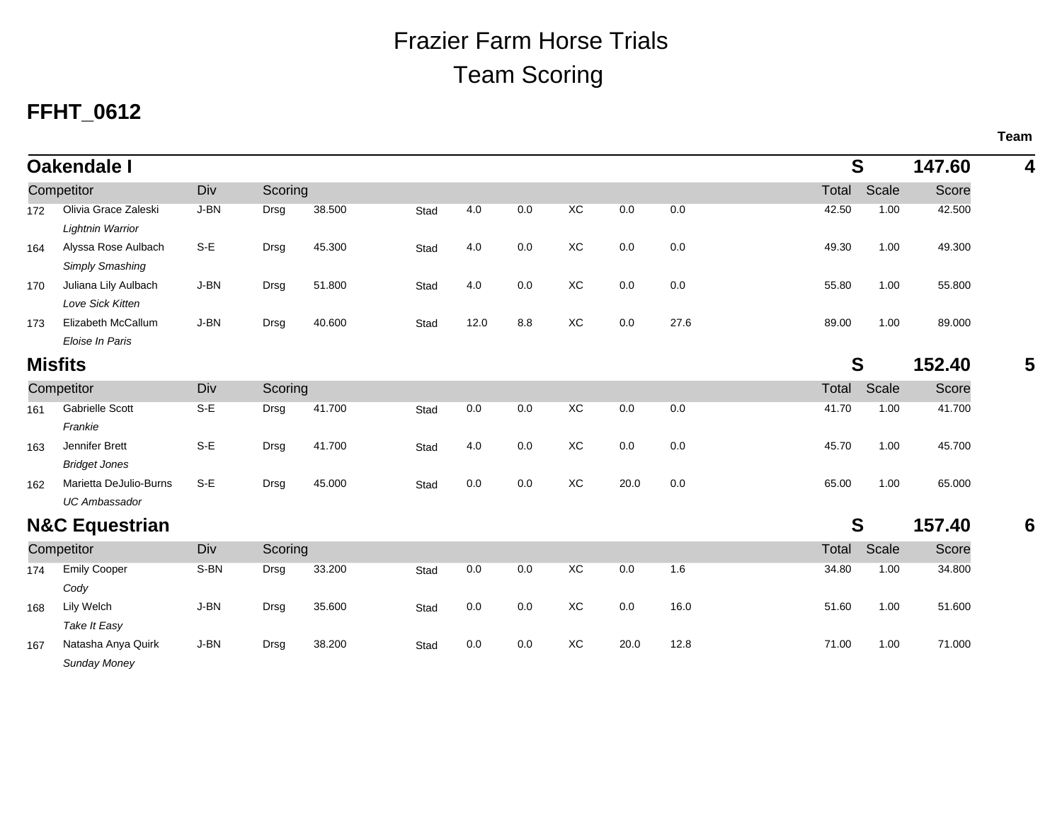# Frazier Farm Horse Trials
# Team Scoring

## FFHT_0612

### Oakendale I — S — 147.60 — Team 4

| # | Competitor | Div | Scoring | | | | | | | | Total | Scale | Score |
|---|---|---|---|---|---|---|---|---|---|---|---|---|---|
| 172 | Olivia Grace Zaleski<br>*Lightnin Warrior* | J-BN | Drsg | 38.500 | Stad | 4.0 | 0.0 | XC | 0.0 | 0.0 | 42.50 | 1.00 | 42.500 |
| 164 | Alyssa Rose Aulbach<br>*Simply Smashing* | S-E | Drsg | 45.300 | Stad | 4.0 | 0.0 | XC | 0.0 | 0.0 | 49.30 | 1.00 | 49.300 |
| 170 | Juliana Lily Aulbach<br>*Love Sick Kitten* | J-BN | Drsg | 51.800 | Stad | 4.0 | 0.0 | XC | 0.0 | 0.0 | 55.80 | 1.00 | 55.800 |
| 173 | Elizabeth McCallum<br>*Eloise In Paris* | J-BN | Drsg | 40.600 | Stad | 12.0 | 8.8 | XC | 0.0 | 27.6 | 89.00 | 1.00 | 89.000 |

### Misfits — S — 152.40 — Team 5

| # | Competitor | Div | Scoring | | | | | | | | Total | Scale | Score |
|---|---|---|---|---|---|---|---|---|---|---|---|---|---|
| 161 | Gabrielle Scott<br>*Frankie* | S-E | Drsg | 41.700 | Stad | 0.0 | 0.0 | XC | 0.0 | 0.0 | 41.70 | 1.00 | 41.700 |
| 163 | Jennifer Brett<br>*Bridget Jones* | S-E | Drsg | 41.700 | Stad | 4.0 | 0.0 | XC | 0.0 | 0.0 | 45.70 | 1.00 | 45.700 |
| 162 | Marietta DeJulio-Burns<br>*UC Ambassador* | S-E | Drsg | 45.000 | Stad | 0.0 | 0.0 | XC | 20.0 | 0.0 | 65.00 | 1.00 | 65.000 |

### N&C Equestrian — S — 157.40 — Team 6

| # | Competitor | Div | Scoring | | | | | | | | Total | Scale | Score |
|---|---|---|---|---|---|---|---|---|---|---|---|---|---|
| 174 | Emily Cooper<br>*Cody* | S-BN | Drsg | 33.200 | Stad | 0.0 | 0.0 | XC | 0.0 | 1.6 | 34.80 | 1.00 | 34.800 |
| 168 | Lily Welch<br>*Take It Easy* | J-BN | Drsg | 35.600 | Stad | 0.0 | 0.0 | XC | 0.0 | 16.0 | 51.60 | 1.00 | 51.600 |
| 167 | Natasha Anya Quirk<br>*Sunday Money* | J-BN | Drsg | 38.200 | Stad | 0.0 | 0.0 | XC | 20.0 | 12.8 | 71.00 | 1.00 | 71.000 |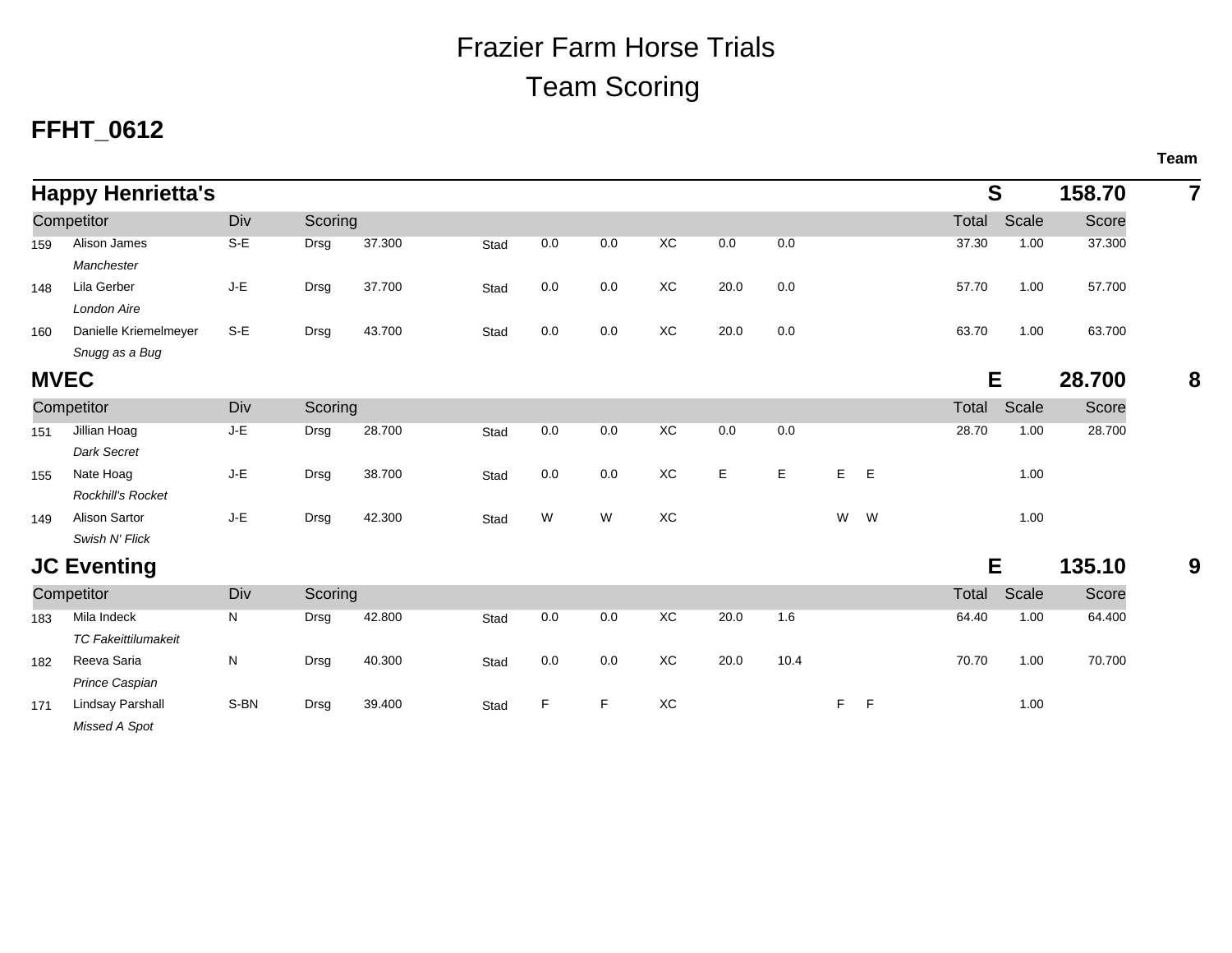# Frazier Farm Horse Trials

## Team Scoring

### FFHT_0612

**Team**

## Happy Henrietta's — S — 158.70 — 7

| | Competitor | Div | Scoring | | | | | | | | | | | Total | Scale | Score |
|---|---|---|---|---|---|---|---|---|---|---|---|---|---|---|---|---|
| 159 | Alison James<br>*Manchester* | S-E | Drsg | 37.300 | Stad | 0.0 | 0.0 | XC | 0.0 | 0.0 | | | | 37.30 | 1.00 | 37.300 |
| 148 | Lila Gerber<br>*London Aire* | J-E | Drsg | 37.700 | Stad | 0.0 | 0.0 | XC | 20.0 | 0.0 | | | | 57.70 | 1.00 | 57.700 |
| 160 | Danielle Kriemelmeyer<br>*Snugg as a Bug* | S-E | Drsg | 43.700 | Stad | 0.0 | 0.0 | XC | 20.0 | 0.0 | | | | 63.70 | 1.00 | 63.700 |

## MVEC — E — 28.700 — 8

| | Competitor | Div | Scoring | | | | | | | | | | | Total | Scale | Score |
|---|---|---|---|---|---|---|---|---|---|---|---|---|---|---|---|---|
| 151 | Jillian Hoag<br>*Dark Secret* | J-E | Drsg | 28.700 | Stad | 0.0 | 0.0 | XC | 0.0 | 0.0 | | | | 28.70 | 1.00 | 28.700 |
| 155 | Nate Hoag<br>*Rockhill's Rocket* | J-E | Drsg | 38.700 | Stad | 0.0 | 0.0 | XC | E | E | E | E | | | 1.00 | |
| 149 | Alison Sartor<br>*Swish N' Flick* | J-E | Drsg | 42.300 | Stad | W | W | XC | | | W | W | | | 1.00 | |

## JC Eventing — E — 135.10 — 9

| | Competitor | Div | Scoring | | | | | | | | | | | Total | Scale | Score |
|---|---|---|---|---|---|---|---|---|---|---|---|---|---|---|---|---|
| 183 | Mila Indeck<br>*TC Fakeittilumakeit* | N | Drsg | 42.800 | Stad | 0.0 | 0.0 | XC | 20.0 | 1.6 | | | | 64.40 | 1.00 | 64.400 |
| 182 | Reeva Saria<br>*Prince Caspian* | N | Drsg | 40.300 | Stad | 0.0 | 0.0 | XC | 20.0 | 10.4 | | | | 70.70 | 1.00 | 70.700 |
| 171 | Lindsay Parshall<br>*Missed A Spot* | S-BN | Drsg | 39.400 | Stad | F | F | XC | | | F | F | | | 1.00 | |